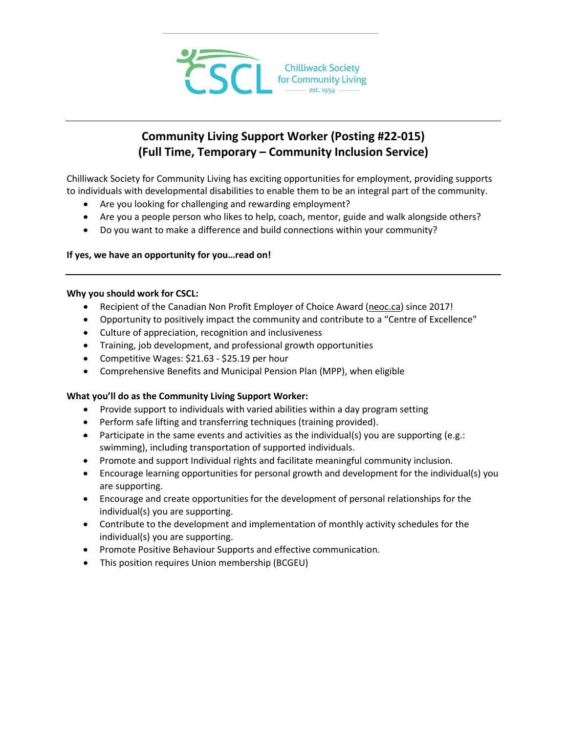CSCL Chilliwack Society for Community Living est. 1954

# Community Living Support Worker (Posting #22-015)
# (Full Time, Temporary – Community Inclusion Service)

Chilliwack Society for Community Living has exciting opportunities for employment, providing supports to individuals with developmental disabilities to enable them to be an integral part of the community.

- Are you looking for challenging and rewarding employment?
- Are you a people person who likes to help, coach, mentor, guide and walk alongside others?
- Do you want to make a difference and build connections within your community?

**If yes, we have an opportunity for you…read on!**

---

**Why you should work for CSCL:**

- Recipient of the Canadian Non Profit Employer of Choice Award (neoc.ca) since 2017!
- Opportunity to positively impact the community and contribute to a "Centre of Excellence"
- Culture of appreciation, recognition and inclusiveness
- Training, job development, and professional growth opportunities
- Competitive Wages: $21.63 - $25.19 per hour
- Comprehensive Benefits and Municipal Pension Plan (MPP), when eligible

**What you'll do as the Community Living Support Worker:**

- Provide support to individuals with varied abilities within a day program setting
- Perform safe lifting and transferring techniques (training provided).
- Participate in the same events and activities as the individual(s) you are supporting (e.g.: swimming), including transportation of supported individuals.
- Promote and support Individual rights and facilitate meaningful community inclusion.
- Encourage learning opportunities for personal growth and development for the individual(s) you are supporting.
- Encourage and create opportunities for the development of personal relationships for the individual(s) you are supporting.
- Contribute to the development and implementation of monthly activity schedules for the individual(s) you are supporting.
- Promote Positive Behaviour Supports and effective communication.
- This position requires Union membership (BCGEU)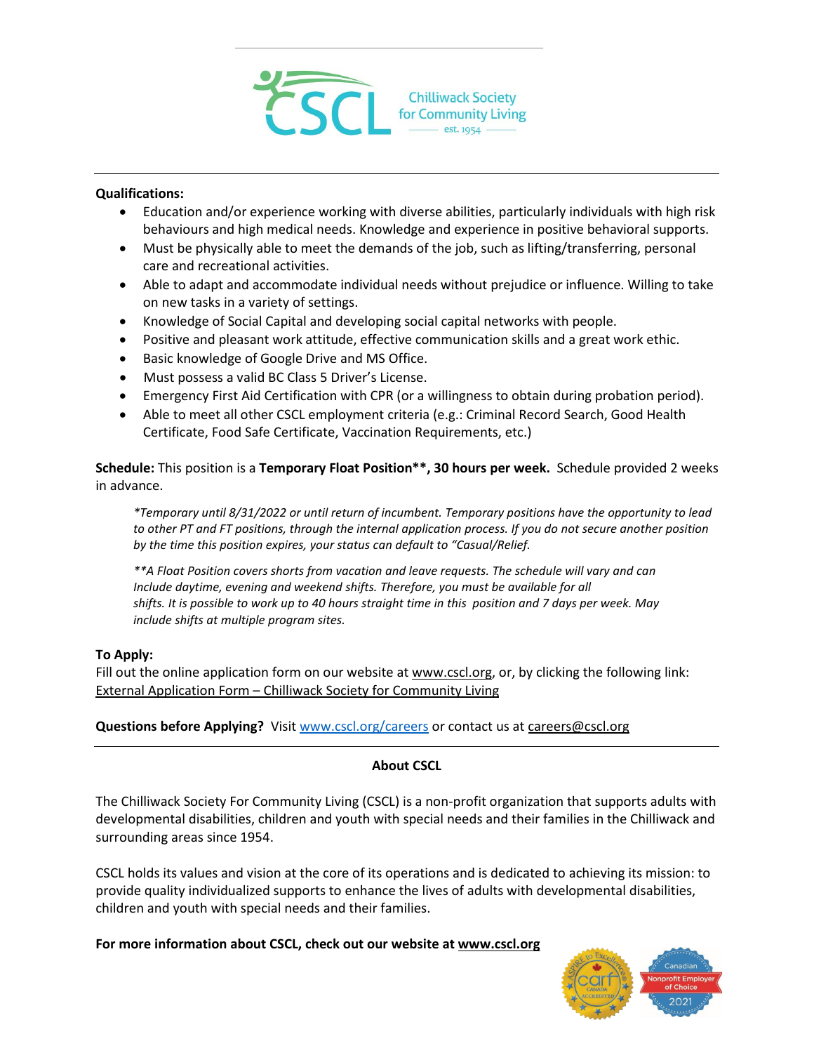**Qualifications:**

- Education and/or experience working with diverse abilities, particularly individuals with high risk behaviours and high medical needs. Knowledge and experience in positive behavioral supports.
- Must be physically able to meet the demands of the job, such as lifting/transferring, personal care and recreational activities.
- Able to adapt and accommodate individual needs without prejudice or influence. Willing to take on new tasks in a variety of settings.
- Knowledge of Social Capital and developing social capital networks with people.
- Positive and pleasant work attitude, effective communication skills and a great work ethic.
- Basic knowledge of Google Drive and MS Office.
- Must possess a valid BC Class 5 Driver's License.
- Emergency First Aid Certification with CPR (or a willingness to obtain during probation period).
- Able to meet all other CSCL employment criteria (e.g.: Criminal Record Search, Good Health Certificate, Food Safe Certificate, Vaccination Requirements, etc.)

**Schedule:** This position is a **Temporary Float Position\*\*, 30 hours per week.** Schedule provided 2 weeks in advance.

*\*Temporary until 8/31/2022 or until return of incumbent. Temporary positions have the opportunity to lead to other PT and FT positions, through the internal application process. If you do not secure another position by the time this position expires, your status can default to "Casual/Relief.*

*\*\*A Float Position covers shorts from vacation and leave requests. The schedule will vary and can Include daytime, evening and weekend shifts. Therefore, you must be available for all shifts. It is possible to work up to 40 hours straight time in this position and 7 days per week. May include shifts at multiple program sites.*

**To Apply:**
Fill out the online application form on our website at www.cscl.org, or, by clicking the following link: External Application Form – Chilliwack Society for Community Living

**Questions before Applying?** Visit www.cscl.org/careers or contact us at careers@cscl.org

**About CSCL**

The Chilliwack Society For Community Living (CSCL) is a non-profit organization that supports adults with developmental disabilities, children and youth with special needs and their families in the Chilliwack and surrounding areas since 1954.

CSCL holds its values and vision at the core of its operations and is dedicated to achieving its mission: to provide quality individualized supports to enhance the lives of adults with developmental disabilities, children and youth with special needs and their families.

**For more information about CSCL, check out our website at www.cscl.org**